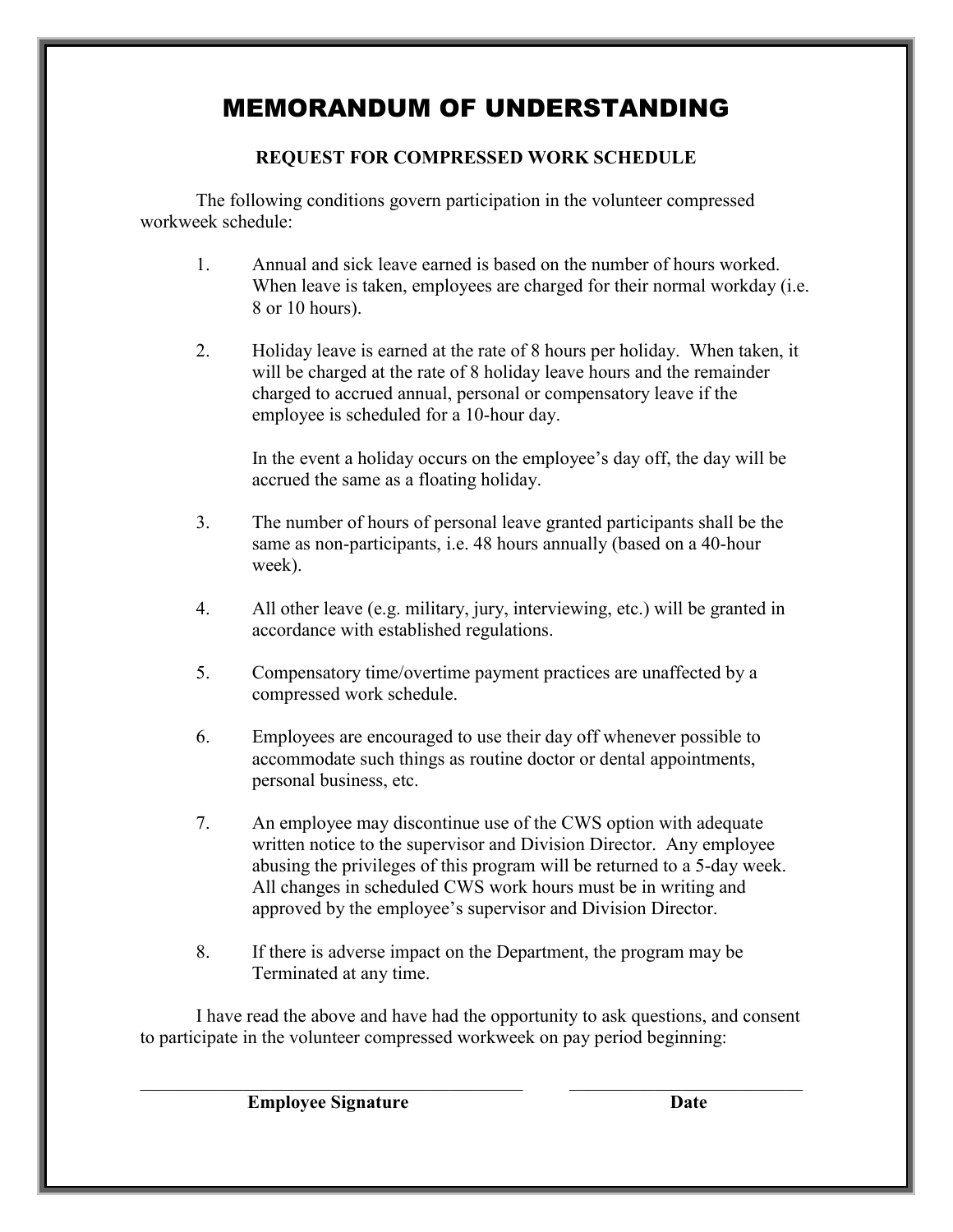# MEMORANDUM OF UNDERSTANDING

**REQUEST FOR COMPRESSED WORK SCHEDULE**

The following conditions govern participation in the volunteer compressed workweek schedule:

1. Annual and sick leave earned is based on the number of hours worked. When leave is taken, employees are charged for their normal workday (i.e. 8 or 10 hours).

2. Holiday leave is earned at the rate of 8 hours per holiday. When taken, it will be charged at the rate of 8 holiday leave hours and the remainder charged to accrued annual, personal or compensatory leave if the employee is scheduled for a 10-hour day.

   In the event a holiday occurs on the employee's day off, the day will be accrued the same as a floating holiday.

3. The number of hours of personal leave granted participants shall be the same as non-participants, i.e. 48 hours annually (based on a 40-hour week).

4. All other leave (e.g. military, jury, interviewing, etc.) will be granted in accordance with established regulations.

5. Compensatory time/overtime payment practices are unaffected by a compressed work schedule.

6. Employees are encouraged to use their day off whenever possible to accommodate such things as routine doctor or dental appointments, personal business, etc.

7. An employee may discontinue use of the CWS option with adequate written notice to the supervisor and Division Director. Any employee abusing the privileges of this program will be returned to a 5-day week. All changes in scheduled CWS work hours must be in writing and approved by the employee's supervisor and Division Director.

8. If there is adverse impact on the Department, the program may be Terminated at any time.

I have read the above and have had the opportunity to ask questions, and consent to participate in the volunteer compressed workweek on pay period beginning:

\_\_\_\_\_\_\_\_\_\_\_\_\_\_\_\_\_\_\_\_\_\_\_\_\_\_\_\_\_\_\_\_\_\_\_\_\_\_\_\_ \_\_\_\_\_\_\_\_\_\_\_\_\_\_\_\_\_\_\_\_\_\_\_\_\_\_

**Employee Signature** **Date**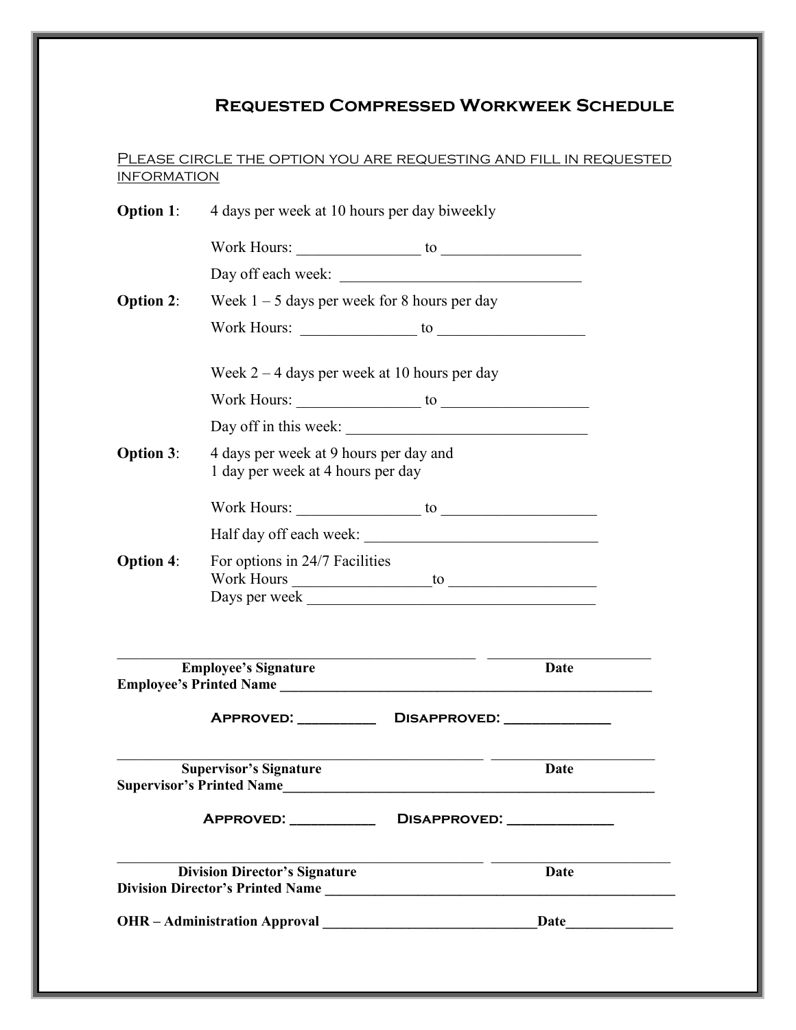# Requested Compressed Workweek Schedule

Please circle the option you are requesting and fill in requested information

**Option 1**: 4 days per week at 10 hours per day biweekly

Work Hours: ________________ to __________________

Day off each week: _______________________________

**Option 2**: Week 1 – 5 days per week for 8 hours per day

Work Hours: _______________ to ___________________

Week 2 – 4 days per week at 10 hours per day

Work Hours: ________________ to ___________________

Day off in this week: _______________________________

**Option 3**: 4 days per week at 9 hours per day and
1 day per week at 4 hours per day

Work Hours: ________________ to ____________________

Half day off each week: _______________________________

**Option 4**: For options in 24/7 Facilities
Work Hours __________________to ___________________
Days per week ____________________________________

_____________________________________________ _____________________
**Employee's Signature** **Date**
**Employee's Printed Name** _____________________________________________________

**Approved: _________ Disapproved: _____________**

_____________________________________________ _____________________
**Supervisor's Signature** **Date**
**Supervisor's Printed Name**_____________________________________________________

**Approved: __________ Disapproved: _____________**

_____________________________________________ _______________________
**Division Director's Signature** **Date**
**Division Director's Printed Name** _________________________________________________

**OHR – Administration Approval** _____________________________**Date**_______________